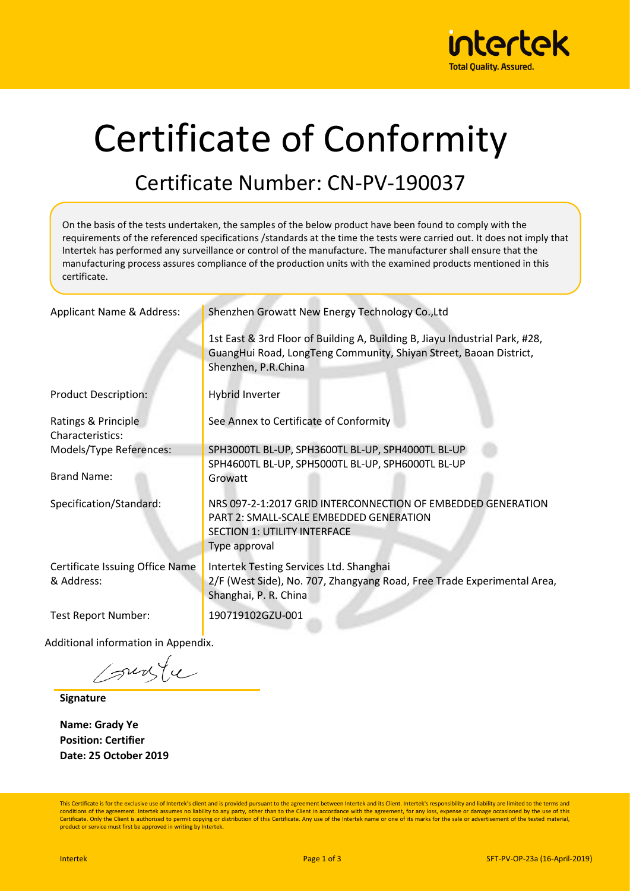# Certificate of Conformity

## Certificate Number: CN-PV-190037

On the basis of the tests undertaken, the samples of the below product have been found to comply with the requirements of the referenced specifications /standards at the time the tests were carried out. It does not imply that Intertek has performed any surveillance or control of the manufacture. The manufacturer shall ensure that the manufacturing process assures compliance of the production units with the examined products mentioned in this certificate.

| | |
|---|---|
| Applicant Name & Address: | Shenzhen Growatt New Energy Technology Co.,Ltd<br><br>1st East & 3rd Floor of Building A, Building B, Jiayu Industrial Park, #28, GuangHui Road, LongTeng Community, Shiyan Street, Baoan District, Shenzhen, P.R.China |
| Product Description: | Hybrid Inverter |
| Ratings & Principle Characteristics: | See Annex to Certificate of Conformity |
| Models/Type References: | SPH3000TL BL-UP, SPH3600TL BL-UP, SPH4000TL BL-UP<br>SPH4600TL BL-UP, SPH5000TL BL-UP, SPH6000TL BL-UP |
| Brand Name: | Growatt |
| Specification/Standard: | NRS 097-2-1:2017 GRID INTERCONNECTION OF EMBEDDED GENERATION<br>PART 2: SMALL-SCALE EMBEDDED GENERATION<br>SECTION 1: UTILITY INTERFACE<br>Type approval |
| Certificate Issuing Office Name & Address: | Intertek Testing Services Ltd. Shanghai<br>2/F (West Side), No. 707, Zhangyang Road, Free Trade Experimental Area, Shanghai, P. R. China |
| Test Report Number: | 190719102GZU-001 |

Additional information in Appendix.

**Signature**

**Name: Grady Ye**
**Position: Certifier**
**Date: 25 October 2019**

This Certificate is for the exclusive use of Intertek's client and is provided pursuant to the agreement between Intertek and its Client. Intertek's responsibility and liability are limited to the terms and conditions of the agreement. Intertek assumes no liability to any party, other than to the Client in accordance with the agreement, for any loss, expense or damage occasioned by the use of this Certificate. Only the Client is authorized to permit copying or distribution of this Certificate. Any use of the Intertek name or one of its marks for the sale or advertisement of the tested material, product or service must first be approved in writing by Intertek.

Intertek SFT-PV-OP-23a (16-April-2019)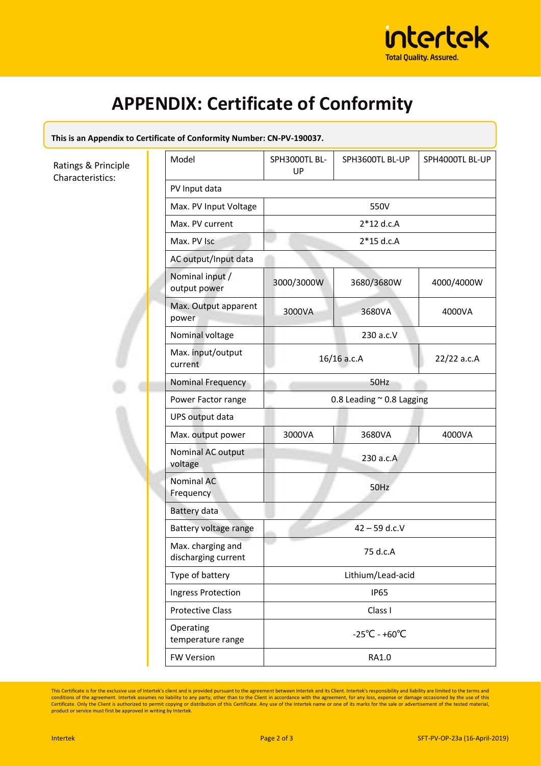# APPENDIX: Certificate of Conformity

**This is an Appendix to Certificate of Conformity Number: CN-PV-190037.**

Ratings & Principle Characteristics:

| Model | SPH3000TL BL-UP | SPH3600TL BL-UP | SPH4000TL BL-UP |
|---|---|---|---|
| PV Input data | | | |
| Max. PV Input Voltage | 550V | | |
| Max. PV current | 2*12 d.c.A | | |
| Max. PV Isc | 2*15 d.c.A | | |
| AC output/Input data | | | |
| Nominal input / output power | 3000/3000W | 3680/3680W | 4000/4000W |
| Max. Output apparent power | 3000VA | 3680VA | 4000VA |
| Nominal voltage | 230 a.c.V | | |
| Max. input/output current | 16/16 a.c.A | | 22/22 a.c.A |
| Nominal Frequency | 50Hz | | |
| Power Factor range | 0.8 Leading ~ 0.8 Lagging | | |
| UPS output data | | | |
| Max. output power | 3000VA | 3680VA | 4000VA |
| Nominal AC output voltage | 230 a.c.A | | |
| Nominal AC Frequency | 50Hz | | |
| Battery data | | | |
| Battery voltage range | 42 – 59 d.c.V | | |
| Max. charging and discharging current | 75 d.c.A | | |
| Type of battery | Lithium/Lead-acid | | |
| Ingress Protection | IP65 | | |
| Protective Class | Class I | | |
| Operating temperature range | -25℃ - +60℃ | | |
| FW Version | RA1.0 | | |

This Certificate is for the exclusive use of Intertek's client and is provided pursuant to the agreement between Intertek and its Client. Intertek's responsibility and liability are limited to the terms and conditions of the agreement. Intertek assumes no liability to any party, other than to the Client in accordance with the agreement, for any loss, expense or damage occasioned by the use of this Certificate. Only the Client is authorized to permit copying or distribution of this Certificate. Any use of the Intertek name or one of its marks for the sale or advertisement of the tested material, product or service must first be approved in writing by Intertek.

Intertek SFT-PV-OP-23a (16-April-2019)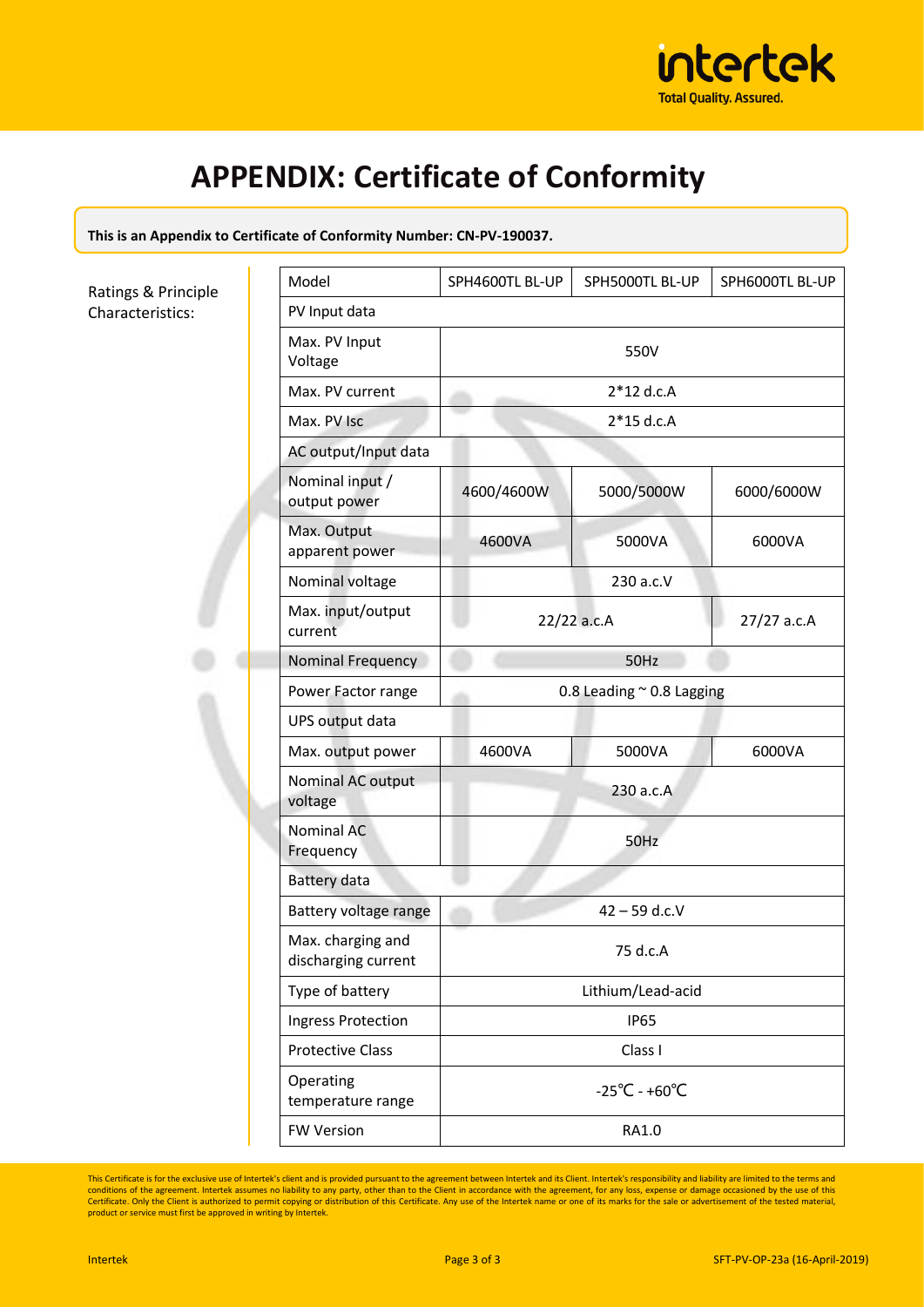# APPENDIX: Certificate of Conformity

**This is an Appendix to Certificate of Conformity Number: CN-PV-190037.**

Ratings & Principle Characteristics:

| Model | SPH4600TL BL-UP | SPH5000TL BL-UP | SPH6000TL BL-UP |
|---|---|---|---|
| PV Input data | | | |
| Max. PV Input Voltage | 550V | | |
| Max. PV current | 2*12 d.c.A | | |
| Max. PV Isc | 2*15 d.c.A | | |
| AC output/Input data | | | |
| Nominal input / output power | 4600/4600W | 5000/5000W | 6000/6000W |
| Max. Output apparent power | 4600VA | 5000VA | 6000VA |
| Nominal voltage | 230 a.c.V | | |
| Max. input/output current | 22/22 a.c.A | | 27/27 a.c.A |
| Nominal Frequency | 50Hz | | |
| Power Factor range | 0.8 Leading ~ 0.8 Lagging | | |
| UPS output data | | | |
| Max. output power | 4600VA | 5000VA | 6000VA |
| Nominal AC output voltage | 230 a.c.A | | |
| Nominal AC Frequency | 50Hz | | |
| Battery data | | | |
| Battery voltage range | 42 – 59 d.c.V | | |
| Max. charging and discharging current | 75 d.c.A | | |
| Type of battery | Lithium/Lead-acid | | |
| Ingress Protection | IP65 | | |
| Protective Class | Class I | | |
| Operating temperature range | -25℃ - +60℃ | | |
| FW Version | RA1.0 | | |

This Certificate is for the exclusive use of Intertek's client and is provided pursuant to the agreement between Intertek and its Client. Intertek's responsibility and liability are limited to the terms and conditions of the agreement. Intertek assumes no liability to any party, other than to the Client in accordance with the agreement, for any loss, expense or damage occasioned by the use of this Certificate. Only the Client is authorized to permit copying or distribution of this Certificate. Any use of the Intertek name or one of its marks for the sale or advertisement of the tested material, product or service must first be approved in writing by Intertek.

Intertek SFT-PV-OP-23a (16-April-2019)